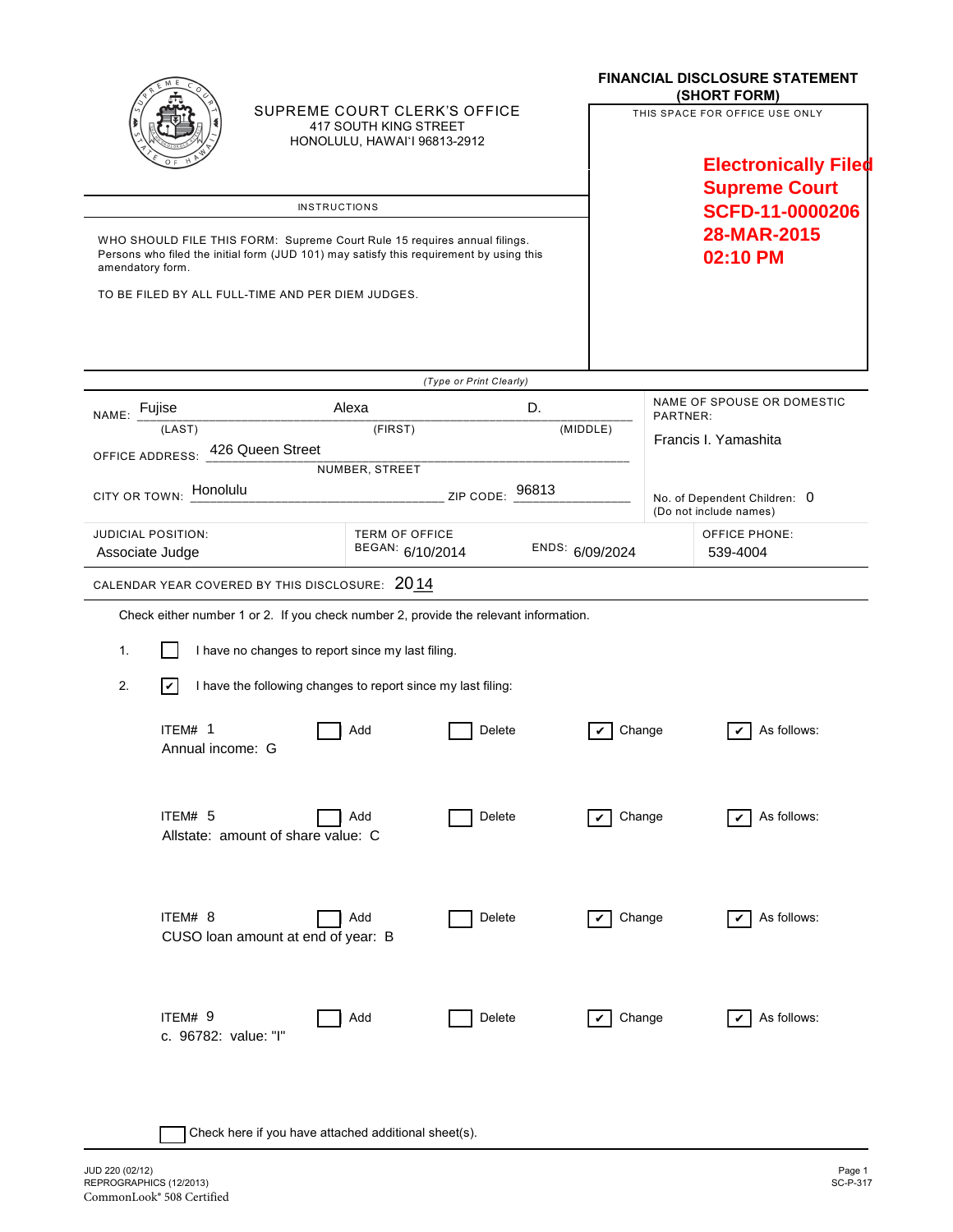SUPREME COURT CLERK'S OFFICE
417 SOUTH KING STREET
HONOLULU, HAWAI'I 96813-2912

# FINANCIAL DISCLOSURE STATEMENT (SHORT FORM)

THIS SPACE FOR OFFICE USE ONLY

**Electronically Filed**
**Supreme Court**
**SCFD-11-0000206**
**28-MAR-2015**
**02:10 PM**

INSTRUCTIONS

WHO SHOULD FILE THIS FORM: Supreme Court Rule 15 requires annual filings. Persons who filed the initial form (JUD 101) may satisfy this requirement by using this amendatory form.

TO BE FILED BY ALL FULL-TIME AND PER DIEM JUDGES.

*(Type or Print Clearly)*

NAME: Fujise (LAST) Alexa (FIRST) D. (MIDDLE)

OFFICE ADDRESS: 426 Queen Street (NUMBER, STREET)

CITY OR TOWN: Honolulu ZIP CODE: 96813

NAME OF SPOUSE OR DOMESTIC PARTNER: Francis I. Yamashita

No. of Dependent Children: 0
(Do not include names)

| JUDICIAL POSITION: | TERM OF OFFICE | | OFFICE PHONE: |
|---|---|---|---|
| Associate Judge | BEGAN: 6/10/2014 | ENDS: 6/09/2024 | 539-4004 |

CALENDAR YEAR COVERED BY THIS DISCLOSURE: 2014

Check either number 1 or 2. If you check number 2, provide the relevant information.

1. ☐ I have no changes to report since my last filing.

2. ☑ I have the following changes to report since my last filing:

ITEM# 1 ☐ Add ☐ Delete ☑ Change ☑ As follows:
Annual income: G

ITEM# 5 ☐ Add ☐ Delete ☑ Change ☑ As follows:
Allstate: amount of share value: C

ITEM# 8 ☐ Add ☐ Delete ☑ Change ☑ As follows:
CUSO loan amount at end of year: B

ITEM# 9 ☐ Add ☐ Delete ☑ Change ☑ As follows:
c. 96782: value: "I"

☐ Check here if you have attached additional sheet(s).

JUD 220 (02/12)
REPROGRAPHICS (12/2013)
CommonLook® 508 Certified

SC-P-317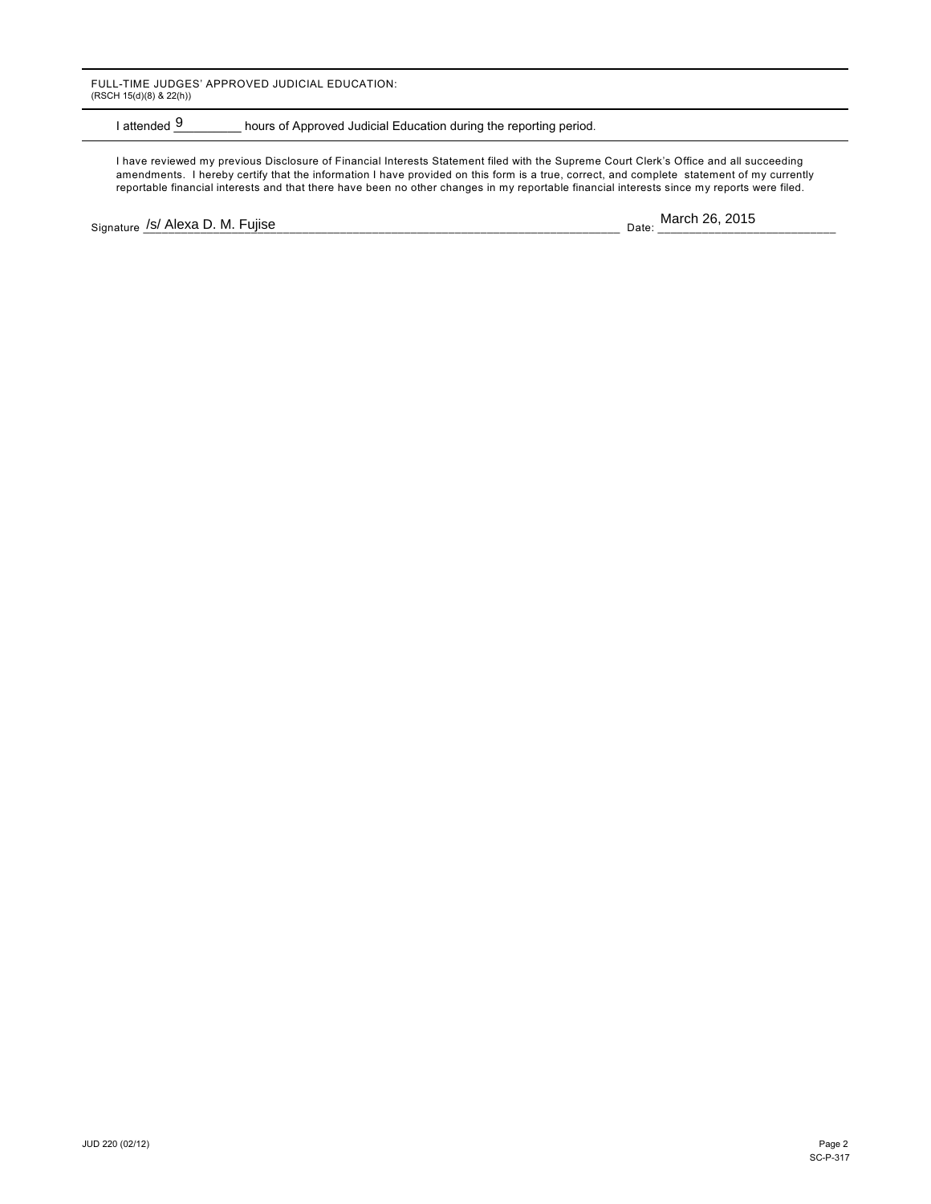FULL-TIME JUDGES' APPROVED JUDICIAL EDUCATION:
(RSCH 15(d)(8) & 22(h))

I attended 9 hours of Approved Judicial Education during the reporting period.

I have reviewed my previous Disclosure of Financial Interests Statement filed with the Supreme Court Clerk's Office and all succeeding amendments. I hereby certify that the information I have provided on this form is a true, correct, and complete statement of my currently reportable financial interests and that there have been no other changes in my reportable financial interests since my reports were filed.

Signature /s/ Alexa D. M. Fujise Date: March 26, 2015

JUD 220 (02/12)

SC-P-317